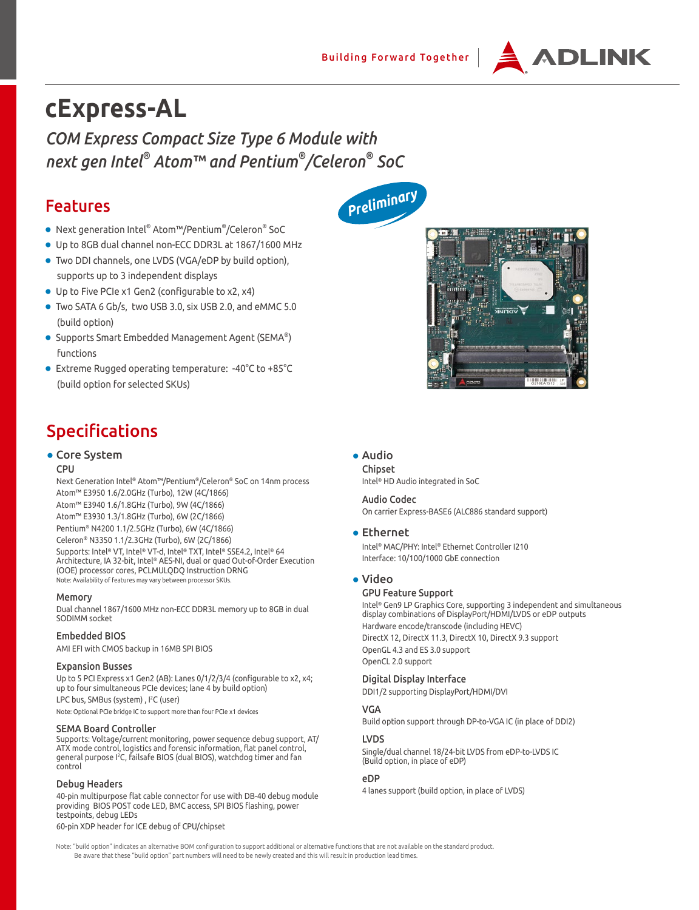# cExpress-AL

*COM Express Compact Size Type 6 Module with next gen Intel® Atom™ and Pentium®/Celeron® SoC*

Preliminary

## Features

- Next generation Intel® Atom™/Pentium®/Celeron® SoC
- Up to 8GB dual channel non-ECC DDR3L at 1867/1600 MHz
- Two DDI channels, one LVDS (VGA/eDP by build option), supports up to 3 independent displays
- Up to Five PCIe x1 Gen2 (configurable to x2, x4)
- Two SATA 6 Gb/s, two USB 3.0, six USB 2.0, and eMMC 5.0 (build option)
- Supports Smart Embedded Management Agent (SEMA®) functions
- Extreme Rugged operating temperature: -40°C to +85°C (build option for selected SKUs)

## Specifications

### Core System

**CPU**

Next Generation Intel® Atom™/Pentium®/Celeron® SoC on 14nm process
Atom™ E3950 1.6/2.0GHz (Turbo), 12W (4C/1866)
Atom™ E3940 1.6/1.8GHz (Turbo), 9W (4C/1866)
Atom™ E3930 1.3/1.8GHz (Turbo), 6W (2C/1866)
Pentium® N4200 1.1/2.5GHz (Turbo), 6W (4C/1866)
Celeron® N3350 1.1/2.3GHz (Turbo), 6W (2C/1866)

Supports: Intel® VT, Intel® VT-d, Intel® TXT, Intel® SSE4.2, Intel® 64 Architecture, IA 32-bit, Intel® AES-NI, dual or quad Out-of-Order Execution (OOE) processor cores, PCLMULQDQ Instruction DRNG

Note: Availability of features may vary between processor SKUs.

**Memory**

Dual channel 1867/1600 MHz non-ECC DDR3L memory up to 8GB in dual SODIMM socket

**Embedded BIOS**

AMI EFI with CMOS backup in 16MB SPI BIOS

**Expansion Busses**

Up to 5 PCI Express x1 Gen2 (AB): Lanes 0/1/2/3/4 (configurable to x2, x4; up to four simultaneous PCIe devices; lane 4 by build option)

LPC bus, SMBus (system) , I²C (user)

Note: Optional PCIe bridge IC to support more than four PCIe x1 devices

**SEMA Board Controller**

Supports: Voltage/current monitoring, power sequence debug support, AT/ATX mode control, logistics and forensic information, flat panel control, general purpose I²C, failsafe BIOS (dual BIOS), watchdog timer and fan control

**Debug Headers**

40-pin multipurpose flat cable connector for use with DB-40 debug module providing BIOS POST code LED, BMC access, SPI BIOS flashing, power testpoints, debug LEDs

60-pin XDP header for ICE debug of CPU/chipset

### Audio

**Chipset**

Intel® HD Audio integrated in SoC

**Audio Codec**

On carrier Express-BASE6 (ALC886 standard support)

### Ethernet

Intel® MAC/PHY: Intel® Ethernet Controller I210
Interface: 10/100/1000 GbE connection

### Video

**GPU Feature Support**

Intel® Gen9 LP Graphics Core, supporting 3 independent and simultaneous display combinations of DisplayPort/HDMI/LVDS or eDP outputs

Hardware encode/transcode (including HEVC)
DirectX 12, DirectX 11.3, DirectX 10, DirectX 9.3 support
OpenGL 4.3 and ES 3.0 support
OpenCL 2.0 support

**Digital Display Interface**

DDI1/2 supporting DisplayPort/HDMI/DVI

**VGA**

Build option support through DP-to-VGA IC (in place of DDI2)

**LVDS**

Single/dual channel 18/24-bit LVDS from eDP-to-LVDS IC (Build option, in place of eDP)

**eDP**

4 lanes support (build option, in place of LVDS)

Note: "build option" indicates an alternative BOM configuration to support additional or alternative functions that are not available on the standard product.
Be aware that these "build option" part numbers will need to be newly created and this will result in production lead times.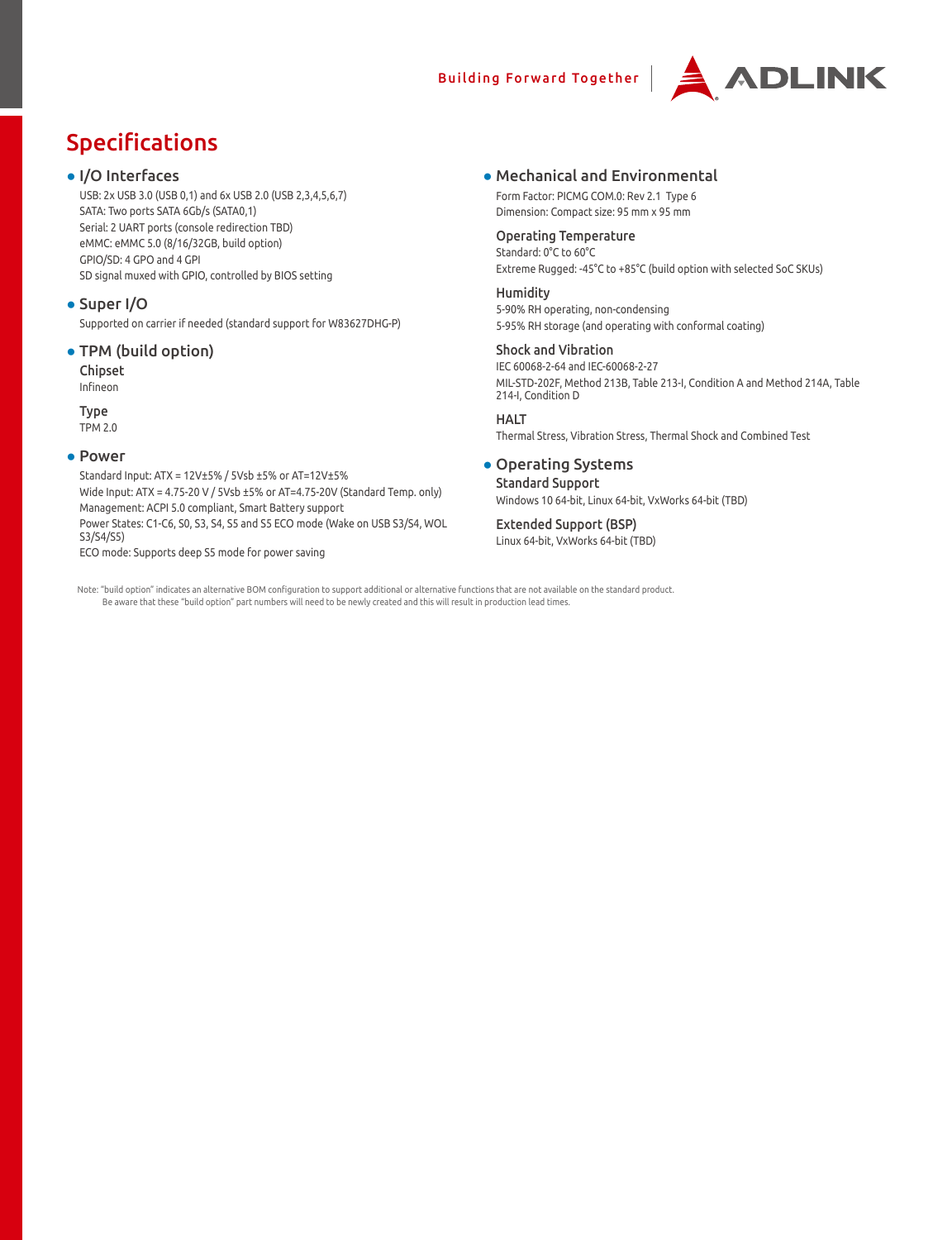# Specifications

## I/O Interfaces

USB: 2x USB 3.0 (USB 0,1) and 6x USB 2.0 (USB 2,3,4,5,6,7)
SATA: Two ports SATA 6Gb/s (SATA0,1)
Serial: 2 UART ports (console redirection TBD)
eMMC: eMMC 5.0 (8/16/32GB, build option)
GPIO/SD: 4 GPO and 4 GPI
SD signal muxed with GPIO, controlled by BIOS setting

## Super I/O

Supported on carrier if needed (standard support for W83627DHG-P)

## TPM (build option)

### Chipset

Infineon

### Type

TPM 2.0

## Power

Standard Input: ATX = 12V±5% / 5Vsb ±5% or AT=12V±5%
Wide Input: ATX = 4.75-20 V / 5Vsb ±5% or AT=4.75-20V (Standard Temp. only)
Management: ACPI 5.0 compliant, Smart Battery support
Power States: C1-C6, S0, S3, S4, S5 and S5 ECO mode (Wake on USB S3/S4, WOL S3/S4/S5)
ECO mode: Supports deep S5 mode for power saving

## Mechanical and Environmental

Form Factor: PICMG COM.0: Rev 2.1 Type 6
Dimension: Compact size: 95 mm x 95 mm

### Operating Temperature

Standard: 0°C to 60°C
Extreme Rugged: -45°C to +85°C (build option with selected SoC SKUs)

### Humidity

5-90% RH operating, non-condensing
5-95% RH storage (and operating with conformal coating)

### Shock and Vibration

IEC 60068-2-64 and IEC-60068-2-27
MIL-STD-202F, Method 213B, Table 213-I, Condition A and Method 214A, Table 214-I, Condition D

### HALT

Thermal Stress, Vibration Stress, Thermal Shock and Combined Test

## Operating Systems

### Standard Support

Windows 10 64-bit, Linux 64-bit, VxWorks 64-bit (TBD)

### Extended Support (BSP)

Linux 64-bit, VxWorks 64-bit (TBD)

Note: "build option" indicates an alternative BOM configuration to support additional or alternative functions that are not available on the standard product.
Be aware that these "build option" part numbers will need to be newly created and this will result in production lead times.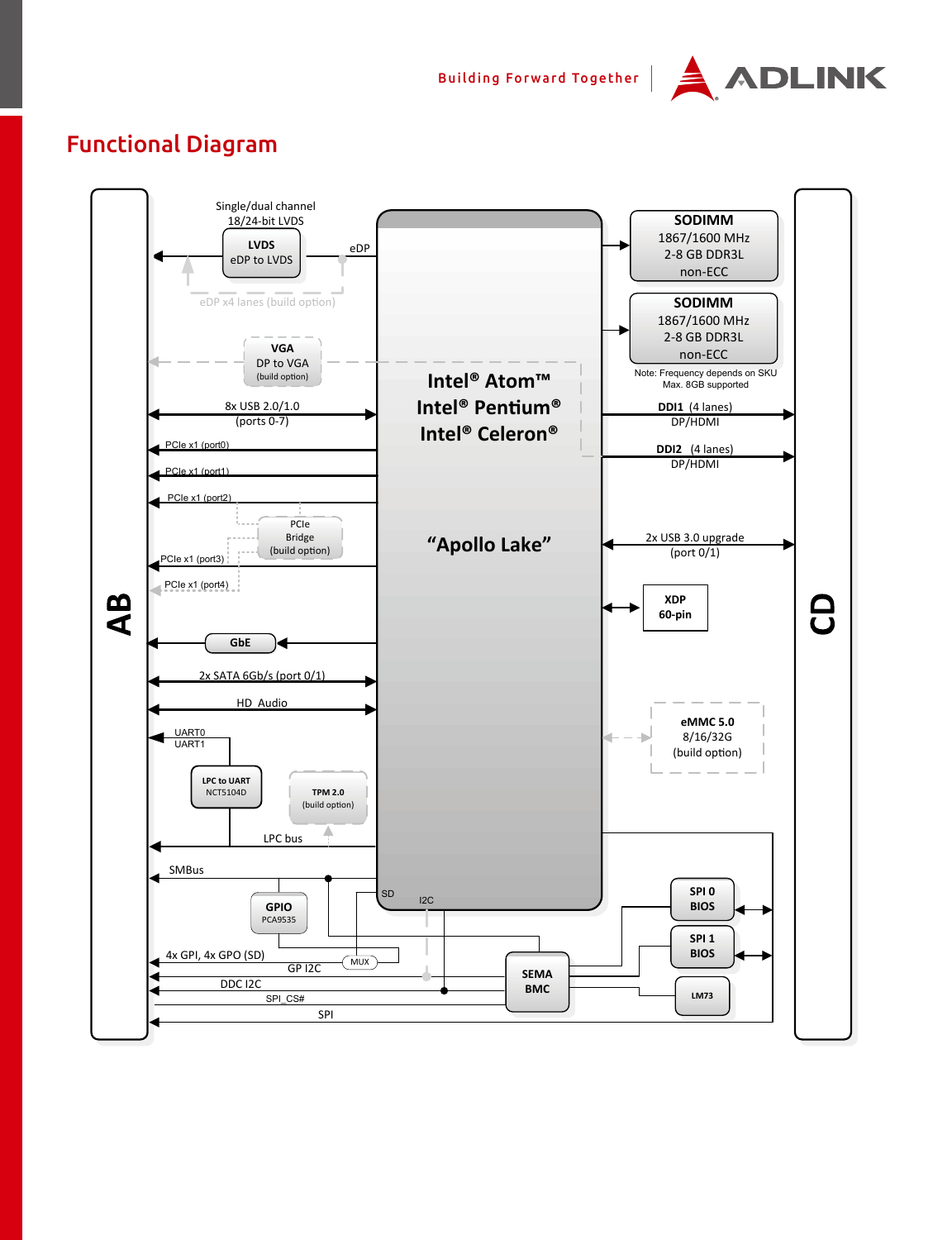## Functional Diagram

Single/dual channel
18/24-bit LVDS

**LVDS**
eDP to LVDS

eDP

eDP x4 lanes (build option)

**VGA**
DP to VGA
(build option)

8x USB 2.0/1.0
(ports 0-7)

PCIe x1 (port0)

PCIe x1 (port1)

PCIe x1 (port2)

PCIe
Bridge
(build option)

PCIe x1 (port3)

PCIe x1 (port4)

**GbE**

2x SATA 6Gb/s (port 0/1)

HD Audio

UART0
UART1

**LPC to UART**
NCT5104D

**TPM 2.0**
(build option)

LPC bus

SMBus

**GPIO**
PCA9535

4x GPI, 4x GPO (SD)

MUX

GP I2C

DDC I2C

SPI_CS#

SPI

**AB**

**Intel® Atom™**
**Intel® Pentium®**
**Intel® Celeron®**

**"Apollo Lake"**

SD

I2C

**SEMA**
**BMC**

**SODIMM**
1867/1600 MHz
2-8 GB DDR3L
non-ECC

**SODIMM**
1867/1600 MHz
2-8 GB DDR3L
non-ECC

Note: Frequency depends on SKU
Max. 8GB supported

**DDI1** (4 lanes)
DP/HDMI

**DDI2** (4 lanes)
DP/HDMI

2x USB 3.0 upgrade
(port 0/1)

**XDP**
**60-pin**

**eMMC 5.0**
8/16/32G
(build option)

**SPI 0**
**BIOS**

**SPI 1**
**BIOS**

**LM73**

**CD**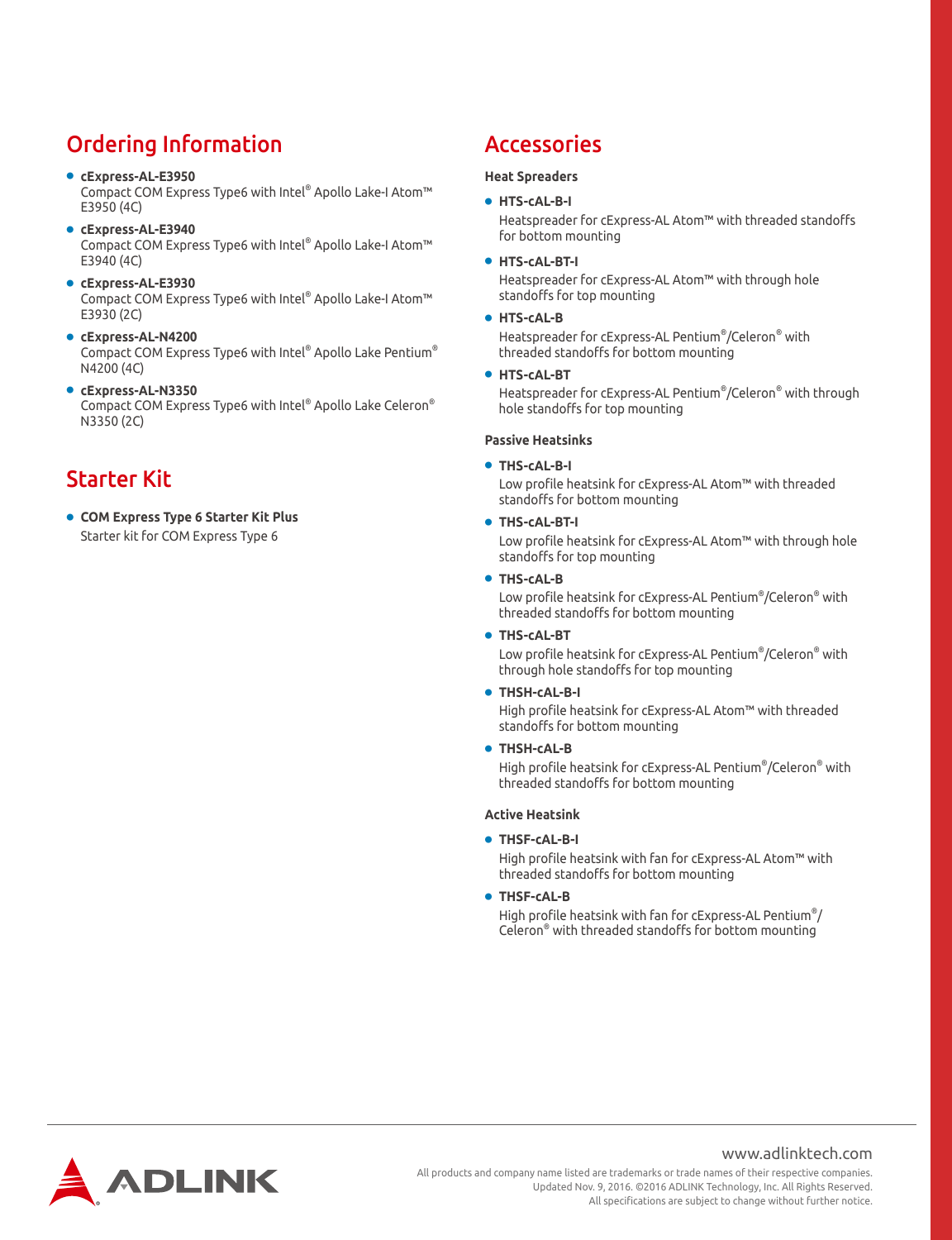## Ordering Information

- **cExpress-AL-E3950**
  Compact COM Express Type6 with Intel® Apollo Lake-I Atom™ E3950 (4C)
- **cExpress-AL-E3940**
  Compact COM Express Type6 with Intel® Apollo Lake-I Atom™ E3940 (4C)
- **cExpress-AL-E3930**
  Compact COM Express Type6 with Intel® Apollo Lake-I Atom™ E3930 (2C)
- **cExpress-AL-N4200**
  Compact COM Express Type6 with Intel® Apollo Lake Pentium® N4200 (4C)
- **cExpress-AL-N3350**
  Compact COM Express Type6 with Intel® Apollo Lake Celeron® N3350 (2C)

## Starter Kit

- **COM Express Type 6 Starter Kit Plus**
  Starter kit for COM Express Type 6

## Accessories

### Heat Spreaders

- **HTS-cAL-B-I**
  Heatspreader for cExpress-AL Atom™ with threaded standoffs for bottom mounting
- **HTS-cAL-BT-I**
  Heatspreader for cExpress-AL Atom™ with through hole standoffs for top mounting
- **HTS-cAL-B**
  Heatspreader for cExpress-AL Pentium®/Celeron® with threaded standoffs for bottom mounting
- **HTS-cAL-BT**
  Heatspreader for cExpress-AL Pentium®/Celeron® with through hole standoffs for top mounting

### Passive Heatsinks

- **THS-cAL-B-I**
  Low profile heatsink for cExpress-AL Atom™ with threaded standoffs for bottom mounting
- **THS-cAL-BT-I**
  Low profile heatsink for cExpress-AL Atom™ with through hole standoffs for top mounting
- **THS-cAL-B**
  Low profile heatsink for cExpress-AL Pentium®/Celeron® with threaded standoffs for bottom mounting
- **THS-cAL-BT**
  Low profile heatsink for cExpress-AL Pentium®/Celeron® with through hole standoffs for top mounting
- **THSH-cAL-B-I**
  High profile heatsink for cExpress-AL Atom™ with threaded standoffs for bottom mounting
- **THSH-cAL-B**
  High profile heatsink for cExpress-AL Pentium®/Celeron® with threaded standoffs for bottom mounting

### Active Heatsink

- **THSF-cAL-B-I**
  High profile heatsink with fan for cExpress-AL Atom™ with threaded standoffs for bottom mounting
- **THSF-cAL-B**
  High profile heatsink with fan for cExpress-AL Pentium®/Celeron® with threaded standoffs for bottom mounting

ADLINK

www.adlinktech.com

All products and company name listed are trademarks or trade names of their respective companies.
Updated Nov. 9, 2016. ©2016 ADLINK Technology, Inc. All Rights Reserved.
All specifications are subject to change without further notice.